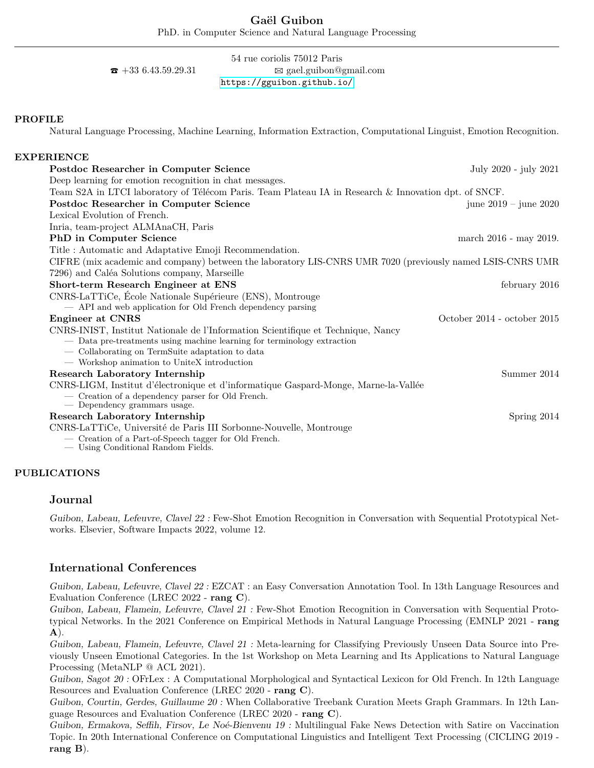# Gaël Guibon

PhD. in Computer Science and Natural Language Processing

54 rue coriolis 75012 Paris

☎ +33 6.43.59.29.31 ✉ gael.guibon@gmail.com

https://gguibon.github.io/

## PROFILE

Natural Language Processing, Machine Learning, Information Extraction, Computational Linguist, Emotion Recognition.

## EXPERIENCE

**Postdoc Researcher in Computer Science** — July 2020 - july 2021

Deep learning for emotion recognition in chat messages.

Team S2A in LTCI laboratory of Télécom Paris. Team Plateau IA in Research & Innovation dpt. of SNCF.

**Postdoc Researcher in Computer Science** — june 2019 – june 2020

Lexical Evolution of French.

Inria, team-project ALMAnaCH, Paris

**PhD in Computer Science** — march 2016 - may 2019.

Title : Automatic and Adaptative Emoji Recommendation.

CIFRE (mix academic and company) between the laboratory LIS-CNRS UMR 7020 (previously named LSIS-CNRS UMR 7296) and Caléa Solutions company, Marseille

**Short-term Research Engineer at ENS** — february 2016

CNRS-LaTTiCe, École Nationale Supérieure (ENS), Montrouge

- API and web application for Old French dependency parsing

**Engineer at CNRS** — October 2014 - october 2015

CNRS-INIST, Institut Nationale de l'Information Scientifique et Technique, Nancy

- Data pre-treatments using machine learning for terminology extraction
- Collaborating on TermSuite adaptation to data
- Workshop animation to UniteX introduction

**Research Laboratory Internship** — Summer 2014

CNRS-LIGM, Institut d'électronique et d'informatique Gaspard-Monge, Marne-la-Vallée

- Creation of a dependency parser for Old French.
- Dependency grammars usage.

**Research Laboratory Internship** — Spring 2014

CNRS-LaTTiCe, Université de Paris III Sorbonne-Nouvelle, Montrouge

- Creation of a Part-of-Speech tagger for Old French.
- Using Conditional Random Fields.

## PUBLICATIONS

### Journal

*Guibon, Labeau, Lefeuvre, Clavel 22 :* Few-Shot Emotion Recognition in Conversation with Sequential Prototypical Networks. Elsevier, Software Impacts 2022, volume 12.

### International Conferences

*Guibon, Labeau, Lefeuvre, Clavel 22 :* EZCAT : an Easy Conversation Annotation Tool. In 13th Language Resources and Evaluation Conference (LREC 2022 - **rang C**).

*Guibon, Labeau, Flamein, Lefeuvre, Clavel 21 :* Few-Shot Emotion Recognition in Conversation with Sequential Prototypical Networks. In the 2021 Conference on Empirical Methods in Natural Language Processing (EMNLP 2021 - **rang A**).

*Guibon, Labeau, Flamein, Lefeuvre, Clavel 21 :* Meta-learning for Classifying Previously Unseen Data Source into Previously Unseen Emotional Categories. In the 1st Workshop on Meta Learning and Its Applications to Natural Language Processing (MetaNLP @ ACL 2021).

*Guibon, Sagot 20 :* OFrLex : A Computational Morphological and Syntactical Lexicon for Old French. In 12th Language Resources and Evaluation Conference (LREC 2020 - **rang C**).

*Guibon, Courtin, Gerdes, Guillaume 20 :* When Collaborative Treebank Curation Meets Graph Grammars. In 12th Language Resources and Evaluation Conference (LREC 2020 - **rang C**).

*Guibon, Ermakova, Seffih, Firsov, Le Noé-Bienvenu 19 :* Multilingual Fake News Detection with Satire on Vaccination Topic. In 20th International Conference on Computational Linguistics and Intelligent Text Processing (CICLING 2019 - **rang B**).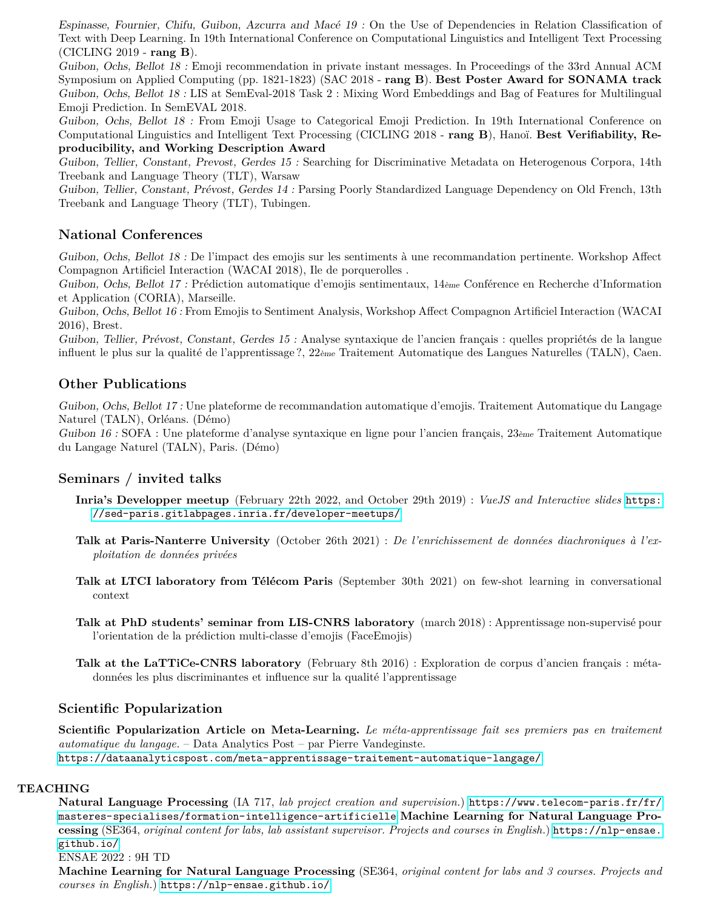*Espinasse, Fournier, Chifu, Guibon, Azcurra and Macé 19 :* On the Use of Dependencies in Relation Classification of Text with Deep Learning. In 19th International Conference on Computational Linguistics and Intelligent Text Processing (CICLING 2019 - **rang B**).

*Guibon, Ochs, Bellot 18 :* Emoji recommendation in private instant messages. In Proceedings of the 33rd Annual ACM Symposium on Applied Computing (pp. 1821-1823) (SAC 2018 - **rang B**). **Best Poster Award for SONAMA track**

*Guibon, Ochs, Bellot 18 :* LIS at SemEval-2018 Task 2 : Mixing Word Embeddings and Bag of Features for Multilingual Emoji Prediction. In SemEVAL 2018.

*Guibon, Ochs, Bellot 18 :* From Emoji Usage to Categorical Emoji Prediction. In 19th International Conference on Computational Linguistics and Intelligent Text Processing (CICLING 2018 - **rang B**), Hanoï. **Best Verifiability, Reproducibility, and Working Description Award**

*Guibon, Tellier, Constant, Prevost, Gerdes 15 :* Searching for Discriminative Metadata on Heterogenous Corpora, 14th Treebank and Language Theory (TLT), Warsaw

*Guibon, Tellier, Constant, Prévost, Gerdes 14 :* Parsing Poorly Standardized Language Dependency on Old French, 13th Treebank and Language Theory (TLT), Tubingen.

## National Conferences

*Guibon, Ochs, Bellot 18 :* De l'impact des emojis sur les sentiments à une recommandation pertinente. Workshop Affect Compagnon Artificiel Interaction (WACAI 2018), Ile de porquerolles .

*Guibon, Ochs, Bellot 17 :* Prédiction automatique d'emojis sentimentaux, 14*ème* Conférence en Recherche d'Information et Application (CORIA), Marseille.

*Guibon, Ochs, Bellot 16 :* From Emojis to Sentiment Analysis, Workshop Affect Compagnon Artificiel Interaction (WACAI 2016), Brest.

*Guibon, Tellier, Prévost, Constant, Gerdes 15 :* Analyse syntaxique de l'ancien français : quelles propriétés de la langue influent le plus sur la qualité de l'apprentissage ?, 22*ème* Traitement Automatique des Langues Naturelles (TALN), Caen.

## Other Publications

*Guibon, Ochs, Bellot 17 :* Une plateforme de recommandation automatique d'emojis. Traitement Automatique du Langage Naturel (TALN), Orléans. (Démo)

*Guibon 16 :* SOFA : Une plateforme d'analyse syntaxique en ligne pour l'ancien français, 23*ème* Traitement Automatique du Langage Naturel (TALN), Paris. (Démo)

## Seminars / invited talks

- **Inria's Developper meetup** (February 22th 2022, and October 29th 2019) : *VueJS and Interactive slides* https://sed-paris.gitlabpages.inria.fr/developer-meetups/
- **Talk at Paris-Nanterre University** (October 26th 2021) : *De l'enrichissement de données diachroniques à l'exploitation de données privées*
- **Talk at LTCI laboratory from Télécom Paris** (September 30th 2021) on few-shot learning in conversational context
- **Talk at PhD students' seminar from LIS-CNRS laboratory** (march 2018) : Apprentissage non-supervisé pour l'orientation de la prédiction multi-classe d'emojis (FaceEmojis)
- **Talk at the LaTTiCe-CNRS laboratory** (February 8th 2016) : Exploration de corpus d'ancien français : métadonnées les plus discriminantes et influence sur la qualité l'apprentissage

## Scientific Popularization

**Scientific Popularization Article on Meta-Learning.** *Le méta-apprentissage fait ses premiers pas en traitement automatique du langage.* – Data Analytics Post – par Pierre Vandeginste.
https://dataanalyticspost.com/meta-apprentissage-traitement-automatique-langage/

# TEACHING

**Natural Language Processing** (IA 717, *lab project creation and supervision.*) https://www.telecom-paris.fr/fr/masteres-specialises/formation-intelligence-artificielle **Machine Learning for Natural Language Processing** (SE364, *original content for labs, lab assistant supervisor. Projects and courses in English.*) https://nlp-ensae.github.io/

ENSAE 2022 : 9H TD

**Machine Learning for Natural Language Processing** (SE364, *original content for labs and 3 courses. Projects and courses in English.*) https://nlp-ensae.github.io/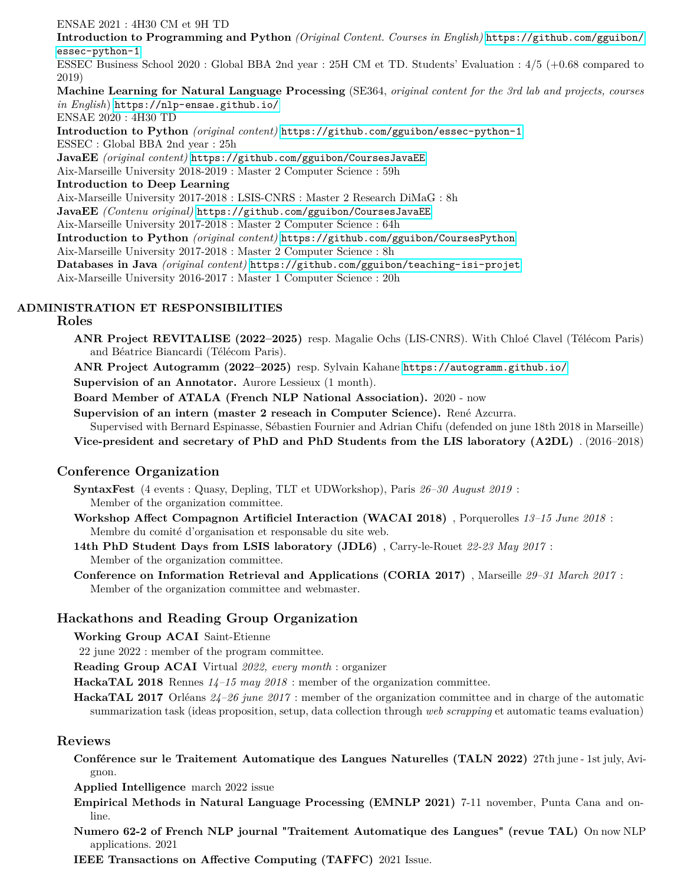ENSAE 2021 : 4H30 CM et 9H TD

**Introduction to Programming and Python** *(Original Content. Courses in English)* https://github.com/gguibon/essec-python-1

ESSEC Business School 2020 : Global BBA 2nd year : 25H CM et TD. Students' Evaluation : 4/5 (+0.68 compared to 2019)

**Machine Learning for Natural Language Processing** (SE364, *original content for the 3rd lab and projects, courses in English*) https://nlp-ensae.github.io/

ENSAE 2020 : 4H30 TD

**Introduction to Python** *(original content)* https://github.com/gguibon/essec-python-1

ESSEC : Global BBA 2nd year : 25h

**JavaEE** *(original content)* https://github.com/gguibon/CoursesJavaEE

Aix-Marseille University 2018-2019 : Master 2 Computer Science : 59h

**Introduction to Deep Learning**

Aix-Marseille University 2017-2018 : LSIS-CNRS : Master 2 Research DiMaG : 8h

**JavaEE** *(Contenu original)* https://github.com/gguibon/CoursesJavaEE

Aix-Marseille University 2017-2018 : Master 2 Computer Science : 64h

**Introduction to Python** *(original content)* https://github.com/gguibon/CoursesPython

Aix-Marseille University 2017-2018 : Master 2 Computer Science : 8h

**Databases in Java** *(original content)* https://github.com/gguibon/teaching-isi-projet

Aix-Marseille University 2016-2017 : Master 1 Computer Science : 20h

# ADMINISTRATION ET RESPONSIBILITIES

## Roles

**ANR Project REVITALISE (2022–2025)** resp. Magalie Ochs (LIS-CNRS). With Chloé Clavel (Télécom Paris) and Béatrice Biancardi (Télécom Paris).

**ANR Project Autogramm (2022–2025)** resp. Sylvain Kahane https://autogramm.github.io/

**Supervision of an Annotator.** Aurore Lessieux (1 month).

**Board Member of ATALA (French NLP National Association).** 2020 - now

**Supervision of an intern (master 2 reseach in Computer Science).** René Azcurra.
Supervised with Bernard Espinasse, Sébastien Fournier and Adrian Chifu (defended on june 18th 2018 in Marseille)

**Vice-president and secretary of PhD and PhD Students from the LIS laboratory (A2DL)** . (2016–2018)

## Conference Organization

**SyntaxFest** (4 events : Quasy, Depling, TLT et UDWorkshop), Paris *26–30 August 2019* :
Member of the organization committee.

**Workshop Affect Compagnon Artificiel Interaction (WACAI 2018)** , Porquerolles *13–15 June 2018* :
Membre du comité d'organisation et responsable du site web.

**14th PhD Student Days from LSIS laboratory (JDL6)** , Carry-le-Rouet *22-23 May 2017* :
Member of the organization committee.

**Conference on Information Retrieval and Applications (CORIA 2017)** , Marseille *29–31 March 2017* :
Member of the organization committee and webmaster.

## Hackathons and Reading Group Organization

**Working Group ACAI** Saint-Etienne
22 june 2022 : member of the program committee.

**Reading Group ACAI** Virtual *2022, every month* : organizer

**HackaTAL 2018** Rennes *14–15 may 2018* : member of the organization committee.

**HackaTAL 2017** Orléans *24–26 june 2017* : member of the organization committee and in charge of the automatic summarization task (ideas proposition, setup, data collection through *web scrapping* et automatic teams evaluation)

## Reviews

**Conférence sur le Traitement Automatique des Langues Naturelles (TALN 2022)** 27th june - 1st july, Avignon.

**Applied Intelligence** march 2022 issue

**Empirical Methods in Natural Language Processing (EMNLP 2021)** 7-11 november, Punta Cana and online.

**Numero 62-2 of French NLP journal "Traitement Automatique des Langues" (revue TAL)** On now NLP applications. 2021

**IEEE Transactions on Affective Computing (TAFFC)** 2021 Issue.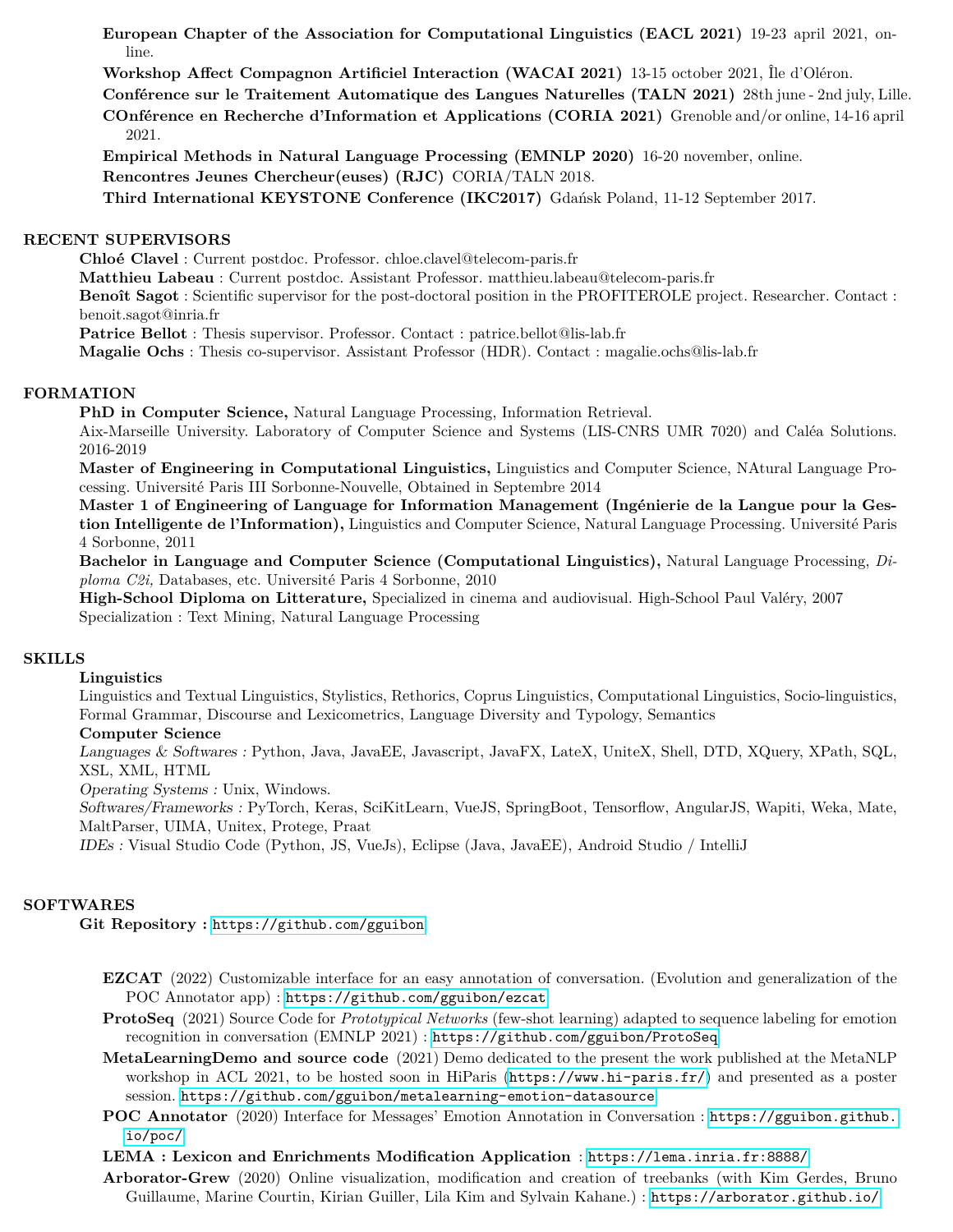**European Chapter of the Association for Computational Linguistics (EACL 2021)** 19-23 april 2021, online.

**Workshop Affect Compagnon Artificiel Interaction (WACAI 2021)** 13-15 october 2021, Île d'Oléron.

**Conférence sur le Traitement Automatique des Langues Naturelles (TALN 2021)** 28th june - 2nd july, Lille.

**COnférence en Recherche d'Information et Applications (CORIA 2021)** Grenoble and/or online, 14-16 april 2021.

**Empirical Methods in Natural Language Processing (EMNLP 2020)** 16-20 november, online.

**Rencontres Jeunes Chercheur(euses) (RJC)** CORIA/TALN 2018.

**Third International KEYSTONE Conference (IKC2017)** Gdańsk Poland, 11-12 September 2017.

## RECENT SUPERVISORS

**Chloé Clavel** : Current postdoc. Professor. chloe.clavel@telecom-paris.fr
**Matthieu Labeau** : Current postdoc. Assistant Professor. matthieu.labeau@telecom-paris.fr
**Benoît Sagot** : Scientific supervisor for the post-doctoral position in the PROFITEROLE project. Researcher. Contact : benoit.sagot@inria.fr
**Patrice Bellot** : Thesis supervisor. Professor. Contact : patrice.bellot@lis-lab.fr
**Magalie Ochs** : Thesis co-supervisor. Assistant Professor (HDR). Contact : magalie.ochs@lis-lab.fr

## FORMATION

**PhD in Computer Science,** Natural Language Processing, Information Retrieval.
Aix-Marseille University. Laboratory of Computer Science and Systems (LIS-CNRS UMR 7020) and Caléa Solutions. 2016-2019

**Master of Engineering in Computational Linguistics,** Linguistics and Computer Science, NAtural Language Processing. Université Paris III Sorbonne-Nouvelle, Obtained in Septembre 2014

**Master 1 of Engineering of Language for Information Management (Ingénierie de la Langue pour la Gestion Intelligente de l'Information),** Linguistics and Computer Science, Natural Language Processing. Université Paris 4 Sorbonne, 2011

**Bachelor in Language and Computer Science (Computational Linguistics),** Natural Language Processing, *Diploma C2i,* Databases, etc. Université Paris 4 Sorbonne, 2010

**High-School Diploma on Litterature,** Specialized in cinema and audiovisual. High-School Paul Valéry, 2007
Specialization : Text Mining, Natural Language Processing

## SKILLS

**Linguistics**
Linguistics and Textual Linguistics, Stylistics, Rethorics, Coprus Linguistics, Computational Linguistics, Socio-linguistics, Formal Grammar, Discourse and Lexicometrics, Language Diversity and Typology, Semantics

**Computer Science**
*Languages & Softwares :* Python, Java, JavaEE, Javascript, JavaFX, LateX, UniteX, Shell, DTD, XQuery, XPath, SQL, XSL, XML, HTML
*Operating Systems :* Unix, Windows.
*Softwares/Frameworks :* PyTorch, Keras, SciKitLearn, VueJS, SpringBoot, Tensorflow, AngularJS, Wapiti, Weka, Mate, MaltParser, UIMA, Unitex, Protege, Praat
*IDEs :* Visual Studio Code (Python, JS, VueJs), Eclipse (Java, JavaEE), Android Studio / IntelliJ

## SOFTWARES

**Git Repository :** https://github.com/gguibon

**EZCAT** (2022) Customizable interface for an easy annotation of conversation. (Evolution and generalization of the POC Annotator app) : https://github.com/gguibon/ezcat

**ProtoSeq** (2021) Source Code for *Prototypical Networks* (few-shot learning) adapted to sequence labeling for emotion recognition in conversation (EMNLP 2021) : https://github.com/gguibon/ProtoSeq

**MetaLearningDemo and source code** (2021) Demo dedicated to the present the work published at the MetaNLP workshop in ACL 2021, to be hosted soon in HiParis (https://www.hi-paris.fr/) and presented as a poster session. https://github.com/gguibon/metalearning-emotion-datasource

**POC Annotator** (2020) Interface for Messages' Emotion Annotation in Conversation : https://gguibon.github.io/poc/

**LEMA : Lexicon and Enrichments Modification Application** : https://lema.inria.fr:8888/

**Arborator-Grew** (2020) Online visualization, modification and creation of treebanks (with Kim Gerdes, Bruno Guillaume, Marine Courtin, Kirian Guiller, Lila Kim and Sylvain Kahane.) : https://arborator.github.io/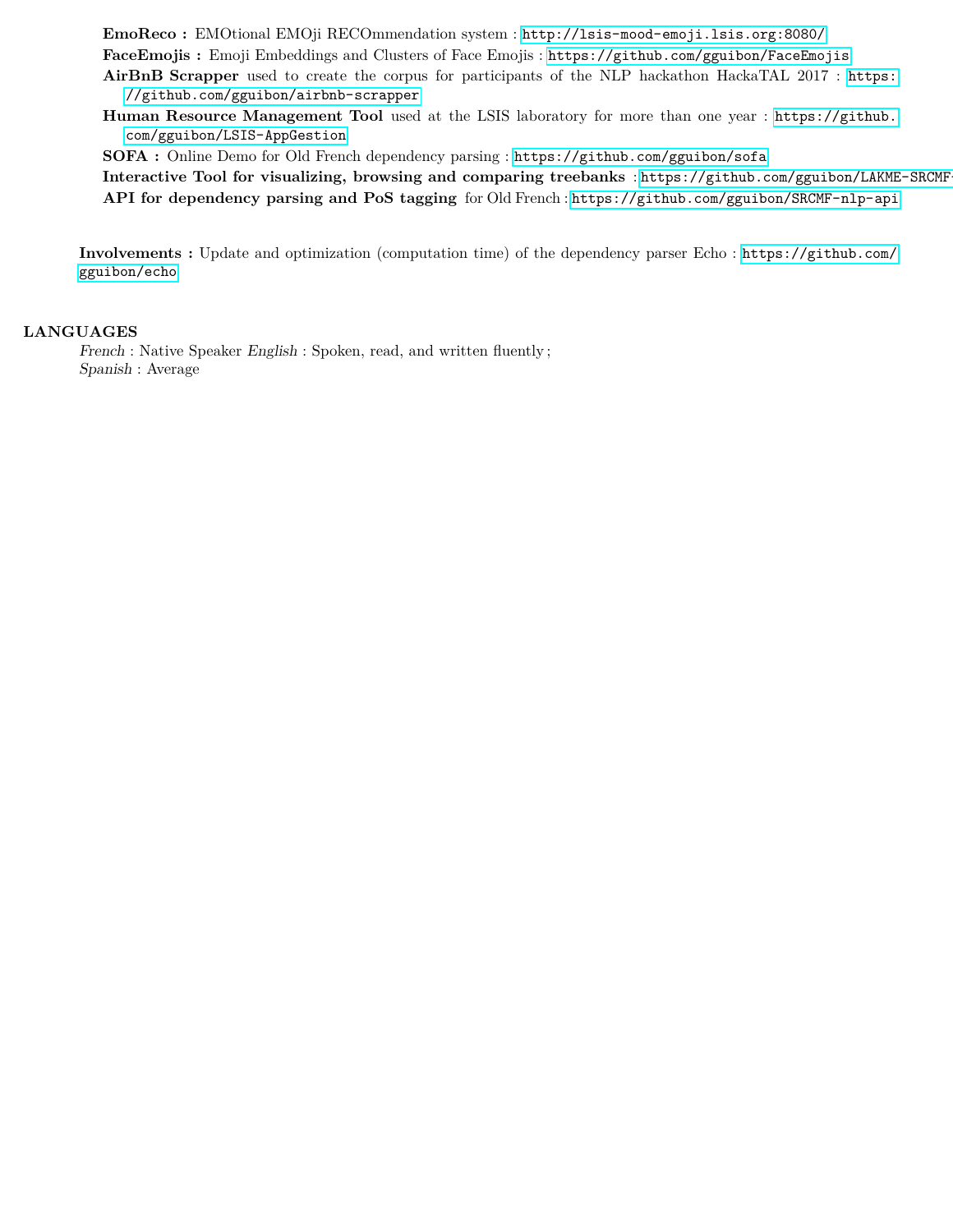- **EmoReco :** EMOtional EMOji RECOmmendation system : http://lsis-mood-emoji.lsis.org:8080/
- **FaceEmojis :** Emoji Embeddings and Clusters of Face Emojis : https://github.com/gguibon/FaceEmojis
- **AirBnB Scrapper** used to create the corpus for participants of the NLP hackathon HackaTAL 2017 : https://github.com/gguibon/airbnb-scrapper
- **Human Resource Management Tool** used at the LSIS laboratory for more than one year : https://github.com/gguibon/LSIS-AppGestion
- **SOFA :** Online Demo for Old French dependency parsing : https://github.com/gguibon/sofa
- **Interactive Tool for visualizing, browsing and comparing treebanks** : https://github.com/gguibon/LAKME-SRCMF-
- **API for dependency parsing and PoS tagging** for Old French : https://github.com/gguibon/SRCMF-nlp-api

**Involvements :** Update and optimization (computation time) of the dependency parser Echo : https://github.com/gguibon/echo

## LANGUAGES

*French* : Native Speaker *English* : Spoken, read, and written fluently ;
*Spanish* : Average